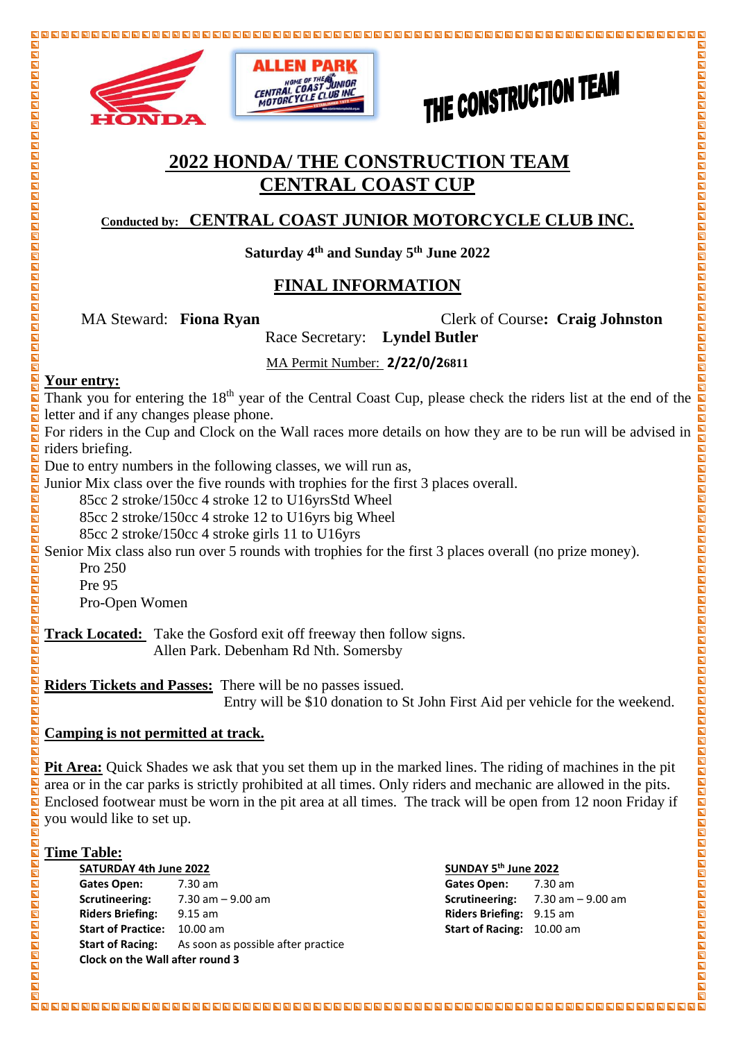# 2022 HONDA/ THE CONSTRUCTION TEAM CENTRAL COAST CUP

**Conducted by: CENTRAL COAST JUNIOR MOTORCYCLE CLUB INC.**

**Saturday 4th and Sunday 5th June 2022**

## FINAL INFORMATION

MA Steward: **Fiona Ryan** Clerk of Course**: Craig Johnston**

Race Secretary: **Lyndel Butler**

MA Permit Number: **2/22/0/26811**

**Your entry:**

Thank you for entering the 18th year of the Central Coast Cup, please check the riders list at the end of the letter and if any changes please phone.

For riders in the Cup and Clock on the Wall races more details on how they are to be run will be advised in riders briefing.

Due to entry numbers in the following classes, we will run as,

Junior Mix class over the five rounds with trophies for the first 3 places overall.

- 85cc 2 stroke/150cc 4 stroke 12 to U16yrsStd Wheel
- 85cc 2 stroke/150cc 4 stroke 12 to U16yrs big Wheel
- 85cc 2 stroke/150cc 4 stroke girls 11 to U16yrs

Senior Mix class also run over 5 rounds with trophies for the first 3 places overall (no prize money).

- Pro 250
- Pre 95
- Pro-Open Women

**Track Located:** Take the Gosford exit off freeway then follow signs.
Allen Park. Debenham Rd Nth. Somersby

**Riders Tickets and Passes:** There will be no passes issued.
Entry will be $10 donation to St John First Aid per vehicle for the weekend.

**Camping is not permitted at track.**

**Pit Area:** Quick Shades we ask that you set them up in the marked lines. The riding of machines in the pit area or in the car parks is strictly prohibited at all times. Only riders and mechanic are allowed in the pits. Enclosed footwear must be worn in the pit area at all times. The track will be open from 12 noon Friday if you would like to set up.

**Time Table:**

**SATURDAY 4th June 2022**

| | |
|---|---|
| **Gates Open:** | 7.30 am |
| **Scrutineering:** | 7.30 am – 9.00 am |
| **Riders Briefing:** | 9.15 am |
| **Start of Practice:** | 10.00 am |
| **Start of Racing:** | As soon as possible after practice |

**Clock on the Wall after round 3**

**SUNDAY 5th June 2022**

| | |
|---|---|
| **Gates Open:** | 7.30 am |
| **Scrutineering:** | 7.30 am – 9.00 am |
| **Riders Briefing:** | 9.15 am |
| **Start of Racing:** | 10.00 am |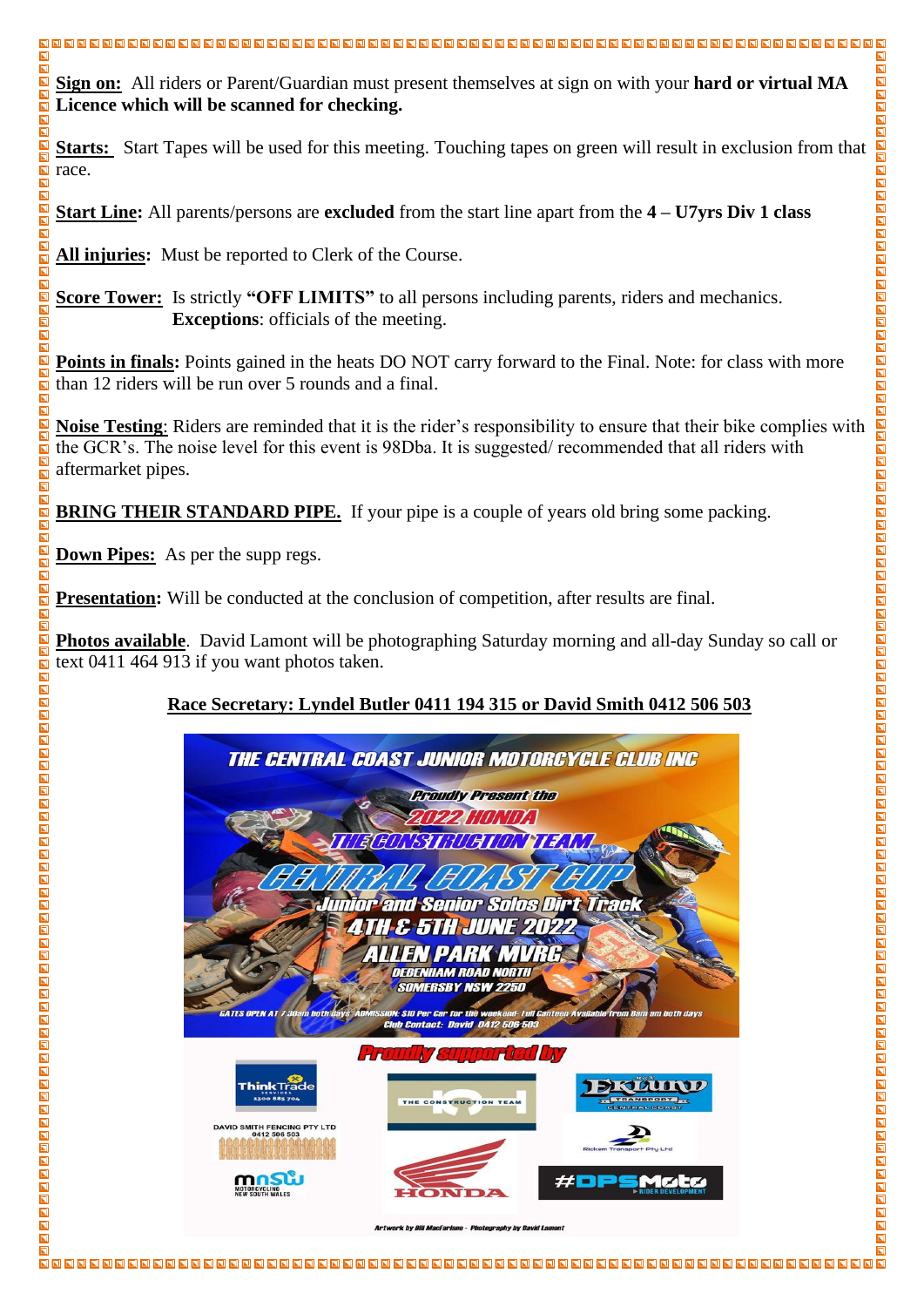**Sign on:** All riders or Parent/Guardian must present themselves at sign on with your **hard or virtual MA Licence which will be scanned for checking.**

**Starts:** Start Tapes will be used for this meeting. Touching tapes on green will result in exclusion from that race.

**Start Line:** All parents/persons are **excluded** from the start line apart from the **4 – U7yrs Div 1 class**

**All injuries:** Must be reported to Clerk of the Course.

**Score Tower:** Is strictly **"OFF LIMITS"** to all persons including parents, riders and mechanics. **Exceptions**: officials of the meeting.

**Points in finals:** Points gained in the heats DO NOT carry forward to the Final. Note: for class with more than 12 riders will be run over 5 rounds and a final.

**Noise Testing**: Riders are reminded that it is the rider's responsibility to ensure that their bike complies with the GCR's. The noise level for this event is 98Dba. It is suggested/ recommended that all riders with aftermarket pipes.

**BRING THEIR STANDARD PIPE.** If your pipe is a couple of years old bring some packing.

**Down Pipes:** As per the supp regs.

**Presentation:** Will be conducted at the conclusion of competition, after results are final.

**Photos available**. David Lamont will be photographing Saturday morning and all-day Sunday so call or text 0411 464 913 if you want photos taken.

**Race Secretary: Lyndel Butler 0411 194 315 or David Smith 0412 506 503**

THE CENTRAL COAST JUNIOR MOTORCYCLE CLUB INC

Proudly Present the

2022 HONDA

THE CONSTRUCTION TEAM

CENTRAL COAST CUP

Junior and Senior Solos Dirt Track

4TH & 5TH JUNE 2022

ALLEN PARK MVRC

DEBENHAM ROAD NORTH

SOMERSBY NSW 2250

GATES OPEN AT 7:30am both days ADMISSION: $10 Per Car for the weekend- Full Canteen Available from 8am am both days

Club Contact: David 0412 506 503

Proudly supported by

Think Trade Services 1300 885 704

THE CONSTRUCTION TEAM

EKLUND TRANSPORT CENTRAL COAST

DAVID SMITH FENCING PTY LTD 0412 506 503

Ricksen Transport Pty Ltd

MNSW MOTORCYCLING NEW SOUTH WALES

HONDA

#DPSMoto RIDER DEVELOPMENT

Artwork by Bill Macfarlane - Photography by David Lamont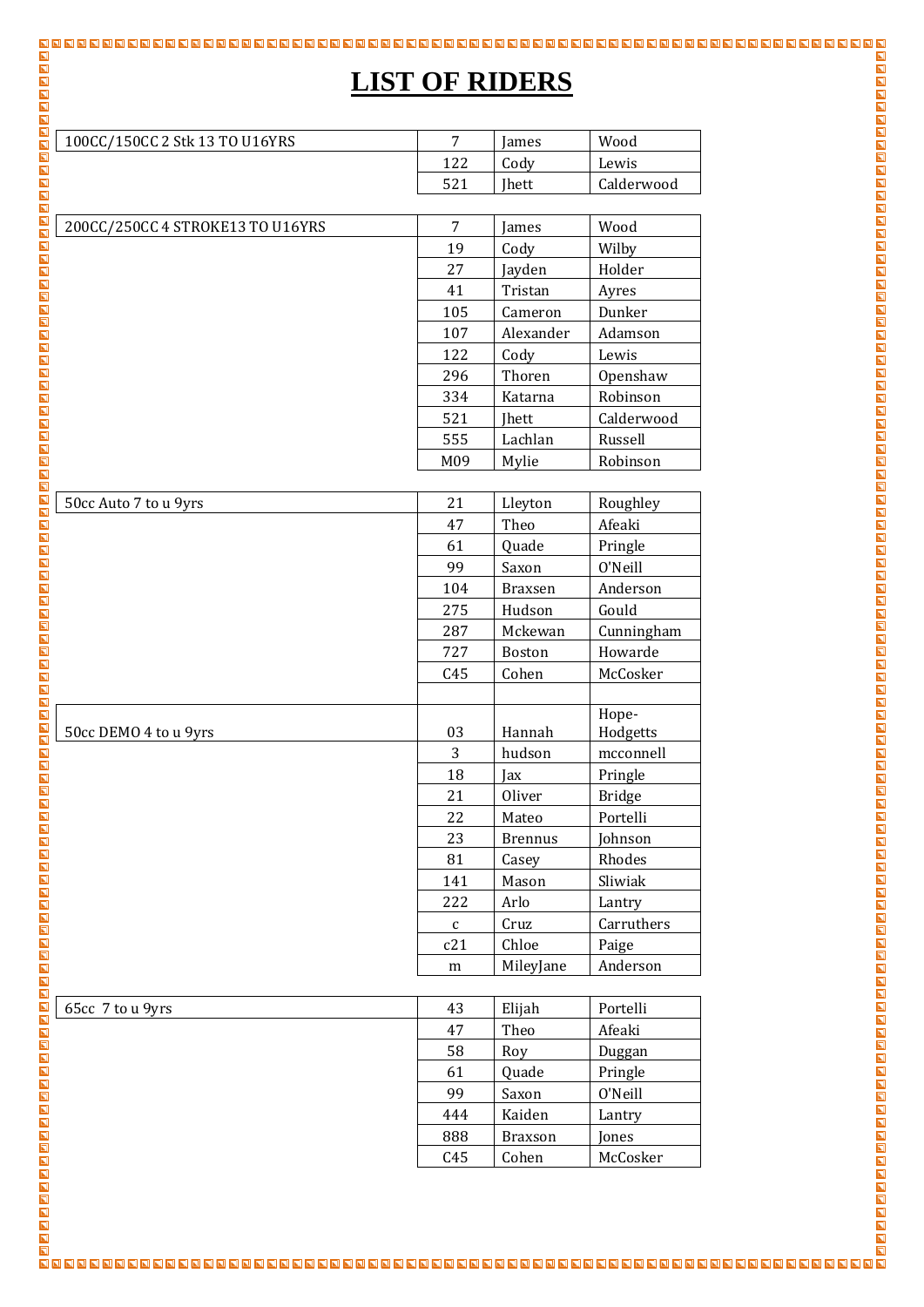# LIST OF RIDERS

| Class | No. | First Name | Surname |
|---|---|---|---|
| 100CC/150CC 2 Stk 13 TO U16YRS | 7 | James | Wood |
| | 122 | Cody | Lewis |
| | 521 | Jhett | Calderwood |

| Class | No. | First Name | Surname |
|---|---|---|---|
| 200CC/250CC 4 STROKE13 TO U16YRS | 7 | James | Wood |
| | 19 | Cody | Wilby |
| | 27 | Jayden | Holder |
| | 41 | Tristan | Ayres |
| | 105 | Cameron | Dunker |
| | 107 | Alexander | Adamson |
| | 122 | Cody | Lewis |
| | 296 | Thoren | Openshaw |
| | 334 | Katarna | Robinson |
| | 521 | Jhett | Calderwood |
| | 555 | Lachlan | Russell |
| | M09 | Mylie | Robinson |

| Class | No. | First Name | Surname |
|---|---|---|---|
| 50cc Auto 7 to u 9yrs | 21 | Lleyton | Roughley |
| | 47 | Theo | Afeaki |
| | 61 | Quade | Pringle |
| | 99 | Saxon | O'Neill |
| | 104 | Braxsen | Anderson |
| | 275 | Hudson | Gould |
| | 287 | Mckewan | Cunningham |
| | 727 | Boston | Howarde |
| | C45 | Cohen | McCosker |
| | | | |

| Class | No. | First Name | Surname |
|---|---|---|---|
| 50cc DEMO 4 to u 9yrs | 03 | Hannah | Hope-Hodgetts |
| | 3 | hudson | mcconnell |
| | 18 | Jax | Pringle |
| | 21 | Oliver | Bridge |
| | 22 | Mateo | Portelli |
| | 23 | Brennus | Johnson |
| | 81 | Casey | Rhodes |
| | 141 | Mason | Sliwiak |
| | 222 | Arlo | Lantry |
| | c | Cruz | Carruthers |
| | c21 | Chloe | Paige |
| | m | MileyJane | Anderson |

| Class | No. | First Name | Surname |
|---|---|---|---|
| 65cc 7 to u 9yrs | 43 | Elijah | Portelli |
| | 47 | Theo | Afeaki |
| | 58 | Roy | Duggan |
| | 61 | Quade | Pringle |
| | 99 | Saxon | O'Neill |
| | 444 | Kaiden | Lantry |
| | 888 | Braxson | Jones |
| | C45 | Cohen | McCosker |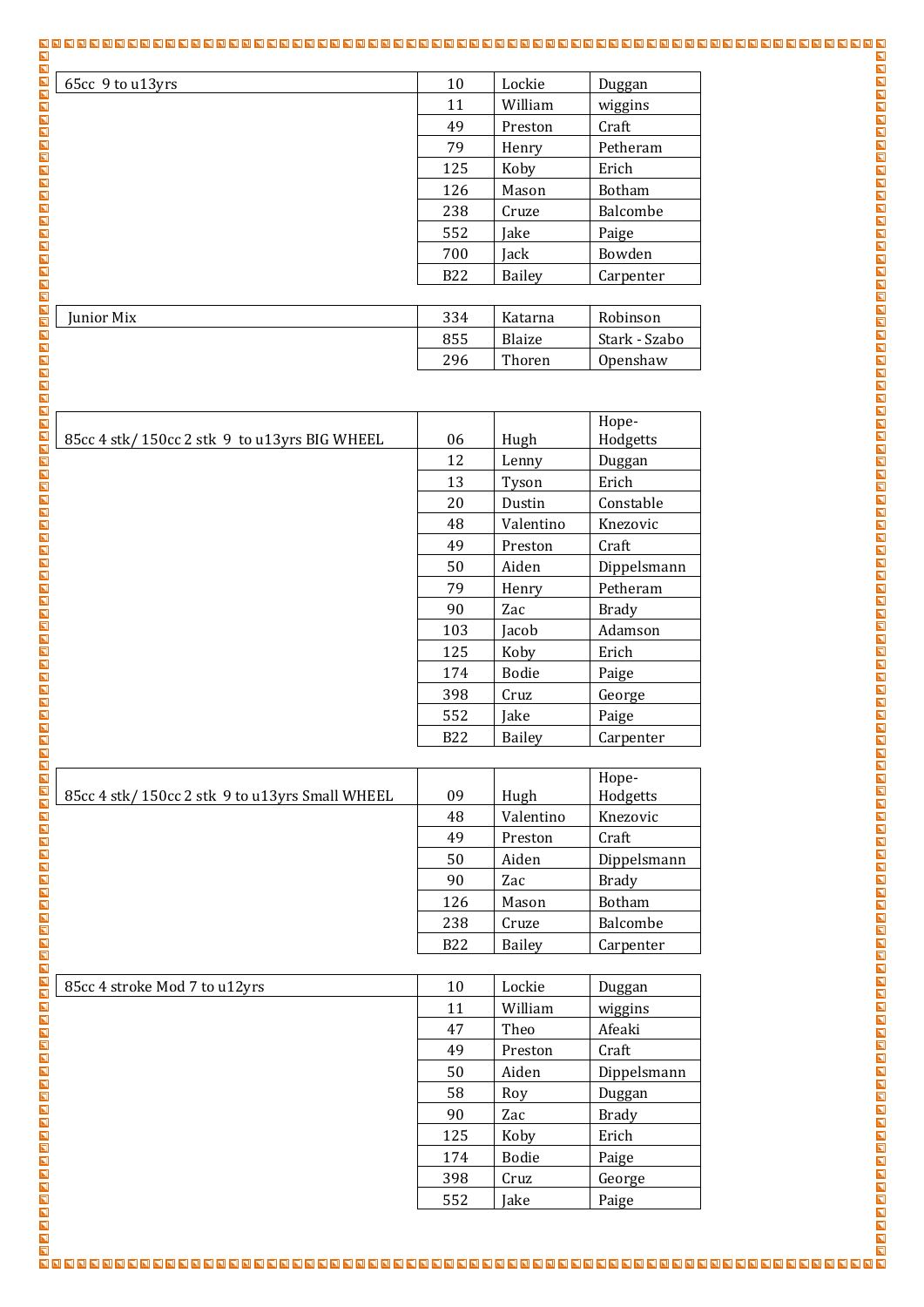| Class | No. | First Name | Surname |
|---|---|---|---|
| 65cc 9 to u13yrs | 10 | Lockie | Duggan |
| | 11 | William | wiggins |
| | 49 | Preston | Craft |
| | 79 | Henry | Petheram |
| | 125 | Koby | Erich |
| | 126 | Mason | Botham |
| | 238 | Cruze | Balcombe |
| | 552 | Jake | Paige |
| | 700 | Jack | Bowden |
| | B22 | Bailey | Carpenter |

| Class | No. | First Name | Surname |
|---|---|---|---|
| Junior Mix | 334 | Katarna | Robinson |
| | 855 | Blaize | Stark - Szabo |
| | 296 | Thoren | Openshaw |

| Class | No. | First Name | Surname |
|---|---|---|---|
| 85cc 4 stk/ 150cc 2 stk 9 to u13yrs BIG WHEEL | 06 | Hugh | Hope-Hodgetts |
| | 12 | Lenny | Duggan |
| | 13 | Tyson | Erich |
| | 20 | Dustin | Constable |
| | 48 | Valentino | Knezovic |
| | 49 | Preston | Craft |
| | 50 | Aiden | Dippelsmann |
| | 79 | Henry | Petheram |
| | 90 | Zac | Brady |
| | 103 | Jacob | Adamson |
| | 125 | Koby | Erich |
| | 174 | Bodie | Paige |
| | 398 | Cruz | George |
| | 552 | Jake | Paige |
| | B22 | Bailey | Carpenter |

| Class | No. | First Name | Surname |
|---|---|---|---|
| 85cc 4 stk/ 150cc 2 stk 9 to u13yrs Small WHEEL | 09 | Hugh | Hope-Hodgetts |
| | 48 | Valentino | Knezovic |
| | 49 | Preston | Craft |
| | 50 | Aiden | Dippelsmann |
| | 90 | Zac | Brady |
| | 126 | Mason | Botham |
| | 238 | Cruze | Balcombe |
| | B22 | Bailey | Carpenter |

| Class | No. | First Name | Surname |
|---|---|---|---|
| 85cc 4 stroke Mod 7 to u12yrs | 10 | Lockie | Duggan |
| | 11 | William | wiggins |
| | 47 | Theo | Afeaki |
| | 49 | Preston | Craft |
| | 50 | Aiden | Dippelsmann |
| | 58 | Roy | Duggan |
| | 90 | Zac | Brady |
| | 125 | Koby | Erich |
| | 174 | Bodie | Paige |
| | 398 | Cruz | George |
| | 552 | Jake | Paige |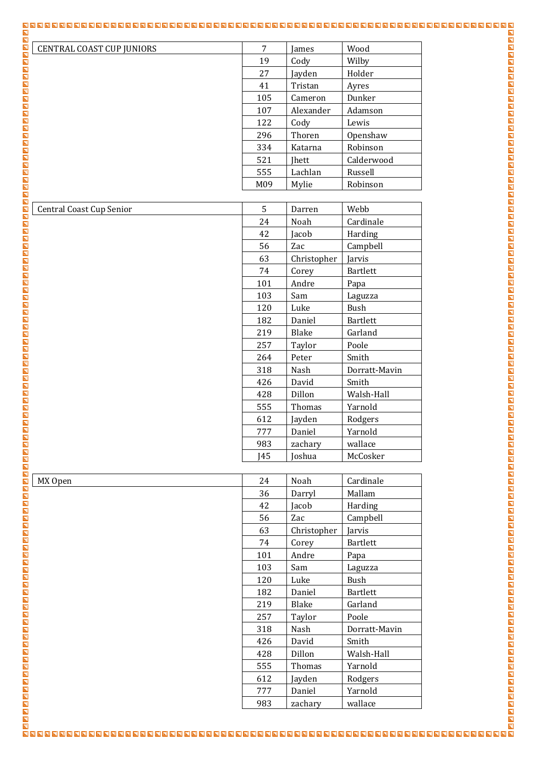| CENTRAL COAST CUP JUNIORS | 7 | James | Wood |
|---|---|---|---|
| | 19 | Cody | Wilby |
| | 27 | Jayden | Holder |
| | 41 | Tristan | Ayres |
| | 105 | Cameron | Dunker |
| | 107 | Alexander | Adamson |
| | 122 | Cody | Lewis |
| | 296 | Thoren | Openshaw |
| | 334 | Katarna | Robinson |
| | 521 | Jhett | Calderwood |
| | 555 | Lachlan | Russell |
| | M09 | Mylie | Robinson |

| Central Coast Cup Senior | 5 | Darren | Webb |
|---|---|---|---|
| | 24 | Noah | Cardinale |
| | 42 | Jacob | Harding |
| | 56 | Zac | Campbell |
| | 63 | Christopher | Jarvis |
| | 74 | Corey | Bartlett |
| | 101 | Andre | Papa |
| | 103 | Sam | Laguzza |
| | 120 | Luke | Bush |
| | 182 | Daniel | Bartlett |
| | 219 | Blake | Garland |
| | 257 | Taylor | Poole |
| | 264 | Peter | Smith |
| | 318 | Nash | Dorratt-Mavin |
| | 426 | David | Smith |
| | 428 | Dillon | Walsh-Hall |
| | 555 | Thomas | Yarnold |
| | 612 | Jayden | Rodgers |
| | 777 | Daniel | Yarnold |
| | 983 | zachary | wallace |
| | J45 | Joshua | McCosker |

| MX Open | 24 | Noah | Cardinale |
|---|---|---|---|
| | 36 | Darryl | Mallam |
| | 42 | Jacob | Harding |
| | 56 | Zac | Campbell |
| | 63 | Christopher | Jarvis |
| | 74 | Corey | Bartlett |
| | 101 | Andre | Papa |
| | 103 | Sam | Laguzza |
| | 120 | Luke | Bush |
| | 182 | Daniel | Bartlett |
| | 219 | Blake | Garland |
| | 257 | Taylor | Poole |
| | 318 | Nash | Dorratt-Mavin |
| | 426 | David | Smith |
| | 428 | Dillon | Walsh-Hall |
| | 555 | Thomas | Yarnold |
| | 612 | Jayden | Rodgers |
| | 777 | Daniel | Yarnold |
| | 983 | zachary | wallace |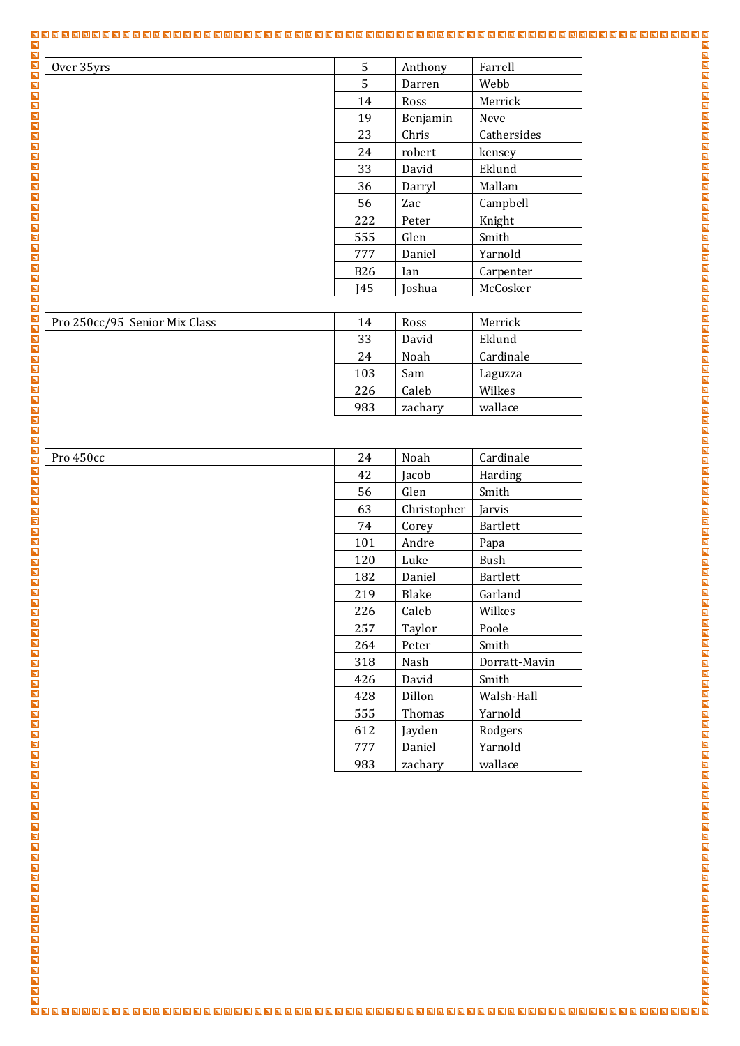| | | | |
|---|---|---|---|
| Over 35yrs | 5 | Anthony | Farrell |
| | 5 | Darren | Webb |
| | 14 | Ross | Merrick |
| | 19 | Benjamin | Neve |
| | 23 | Chris | Cathersides |
| | 24 | robert | kensey |
| | 33 | David | Eklund |
| | 36 | Darryl | Mallam |
| | 56 | Zac | Campbell |
| | 222 | Peter | Knight |
| | 555 | Glen | Smith |
| | 777 | Daniel | Yarnold |
| | B26 | Ian | Carpenter |
| | J45 | Joshua | McCosker |

| | | | |
|---|---|---|---|
| Pro 250cc/95 Senior Mix Class | 14 | Ross | Merrick |
| | 33 | David | Eklund |
| | 24 | Noah | Cardinale |
| | 103 | Sam | Laguzza |
| | 226 | Caleb | Wilkes |
| | 983 | zachary | wallace |

| | | | |
|---|---|---|---|
| Pro 450cc | 24 | Noah | Cardinale |
| | 42 | Jacob | Harding |
| | 56 | Glen | Smith |
| | 63 | Christopher | Jarvis |
| | 74 | Corey | Bartlett |
| | 101 | Andre | Papa |
| | 120 | Luke | Bush |
| | 182 | Daniel | Bartlett |
| | 219 | Blake | Garland |
| | 226 | Caleb | Wilkes |
| | 257 | Taylor | Poole |
| | 264 | Peter | Smith |
| | 318 | Nash | Dorratt-Mavin |
| | 426 | David | Smith |
| | 428 | Dillon | Walsh-Hall |
| | 555 | Thomas | Yarnold |
| | 612 | Jayden | Rodgers |
| | 777 | Daniel | Yarnold |
| | 983 | zachary | wallace |